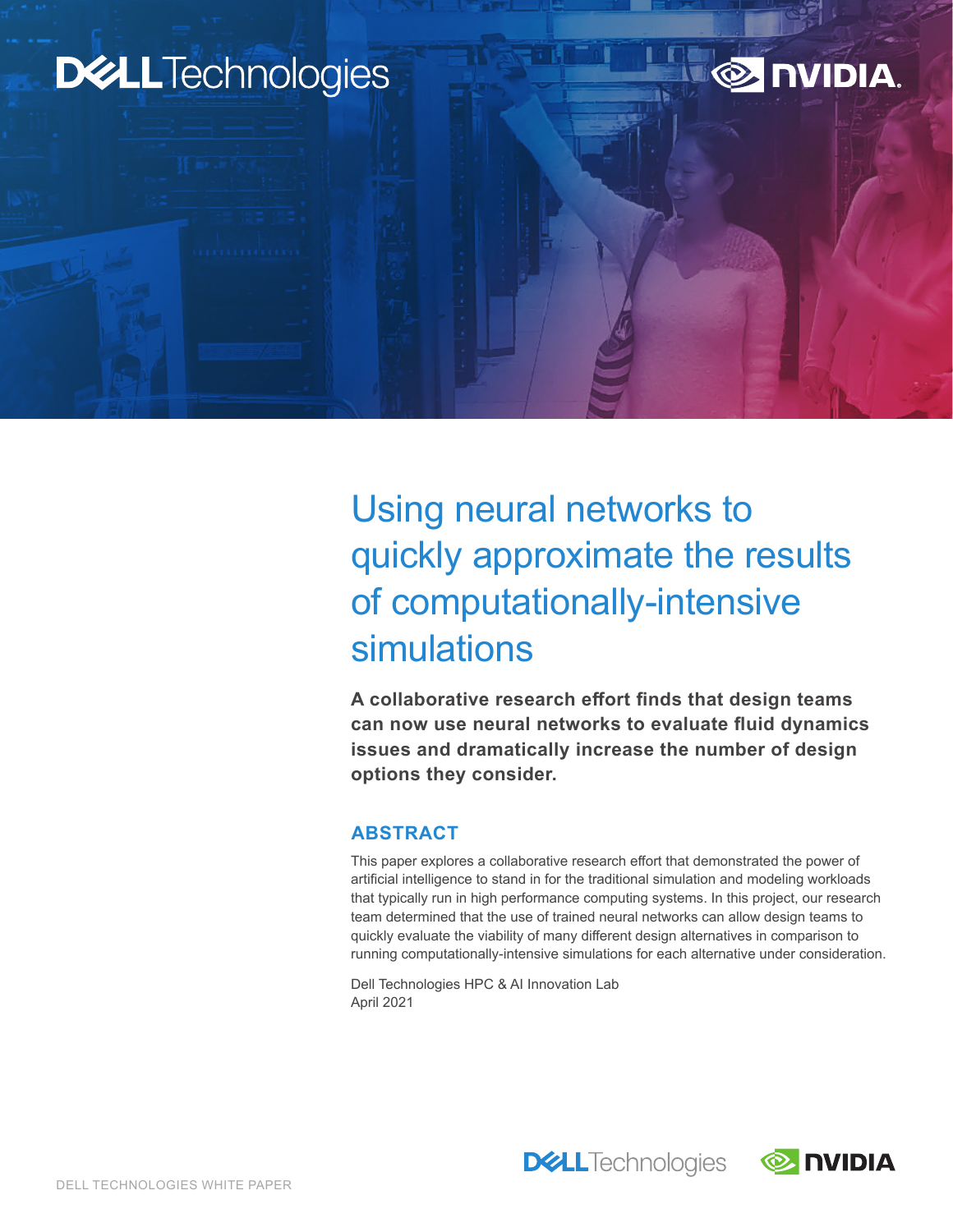# Using neural networks to quickly approximate the results of computationally-intensive simulations

**A collaborative research effort finds that design teams can now use neural networks to evaluate fluid dynamics issues and dramatically increase the number of design options they consider.**

## ABSTRACT

This paper explores a collaborative research effort that demonstrated the power of artificial intelligence to stand in for the traditional simulation and modeling workloads that typically run in high performance computing systems. In this project, our research team determined that the use of trained neural networks can allow design teams to quickly evaluate the viability of many different design alternatives in comparison to running computationally-intensive simulations for each alternative under consideration.

Dell Technologies HPC & AI Innovation Lab
April 2021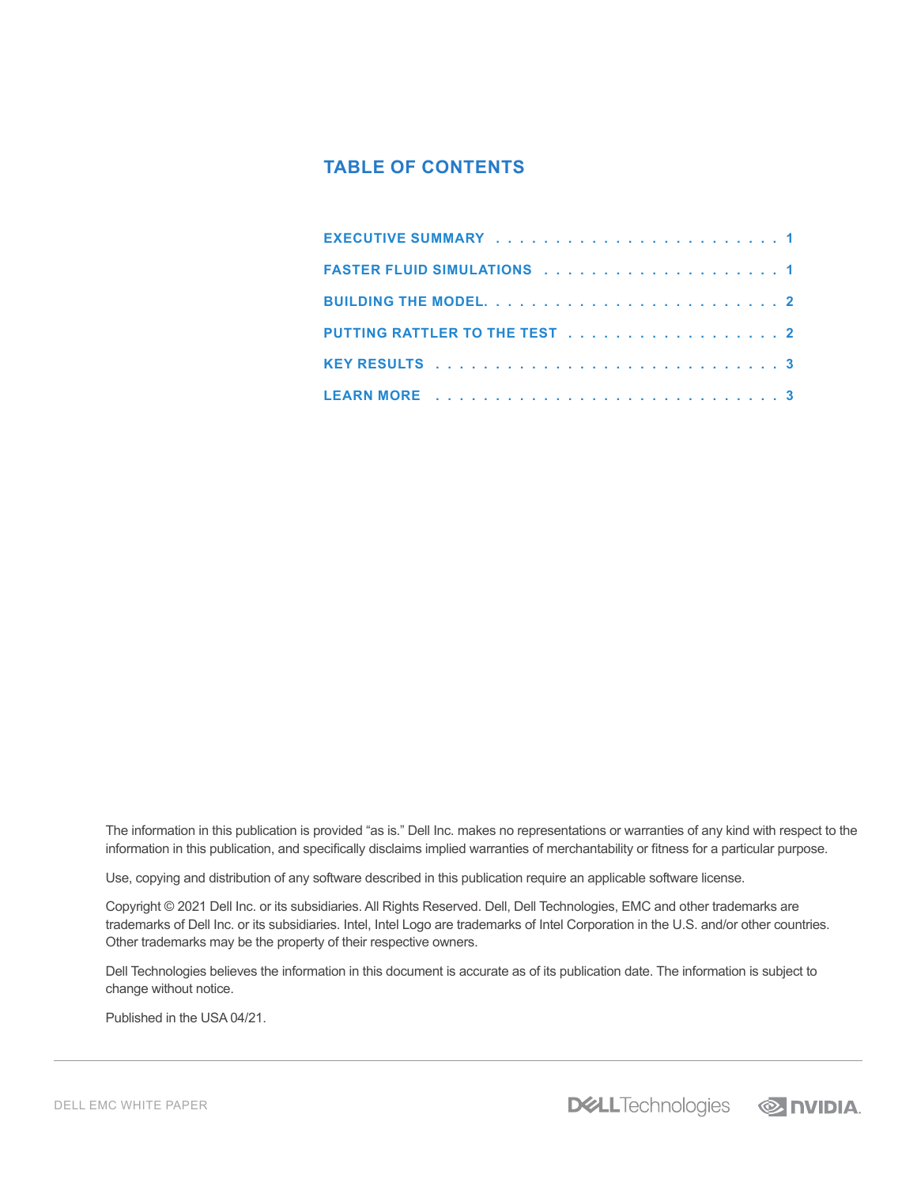## TABLE OF CONTENTS

EXECUTIVE SUMMARY . . . . . . . . . . . . . . . . . . . . . . . . 1

FASTER FLUID SIMULATIONS . . . . . . . . . . . . . . . . . . . . 1

BUILDING THE MODEL. . . . . . . . . . . . . . . . . . . . . . . . 2

PUTTING RATTLER TO THE TEST . . . . . . . . . . . . . . . . . . 2

KEY RESULTS . . . . . . . . . . . . . . . . . . . . . . . . . . . 3

LEARN MORE . . . . . . . . . . . . . . . . . . . . . . . . . . . 3

The information in this publication is provided “as is.” Dell Inc. makes no representations or warranties of any kind with respect to the information in this publication, and specifically disclaims implied warranties of merchantability or fitness for a particular purpose.

Use, copying and distribution of any software described in this publication require an applicable software license.

Copyright © 2021 Dell Inc. or its subsidiaries. All Rights Reserved. Dell, Dell Technologies, EMC and other trademarks are trademarks of Dell Inc. or its subsidiaries. Intel, Intel Logo are trademarks of Intel Corporation in the U.S. and/or other countries. Other trademarks may be the property of their respective owners.

Dell Technologies believes the information in this document is accurate as of its publication date. The information is subject to change without notice.

Published in the USA 04/21.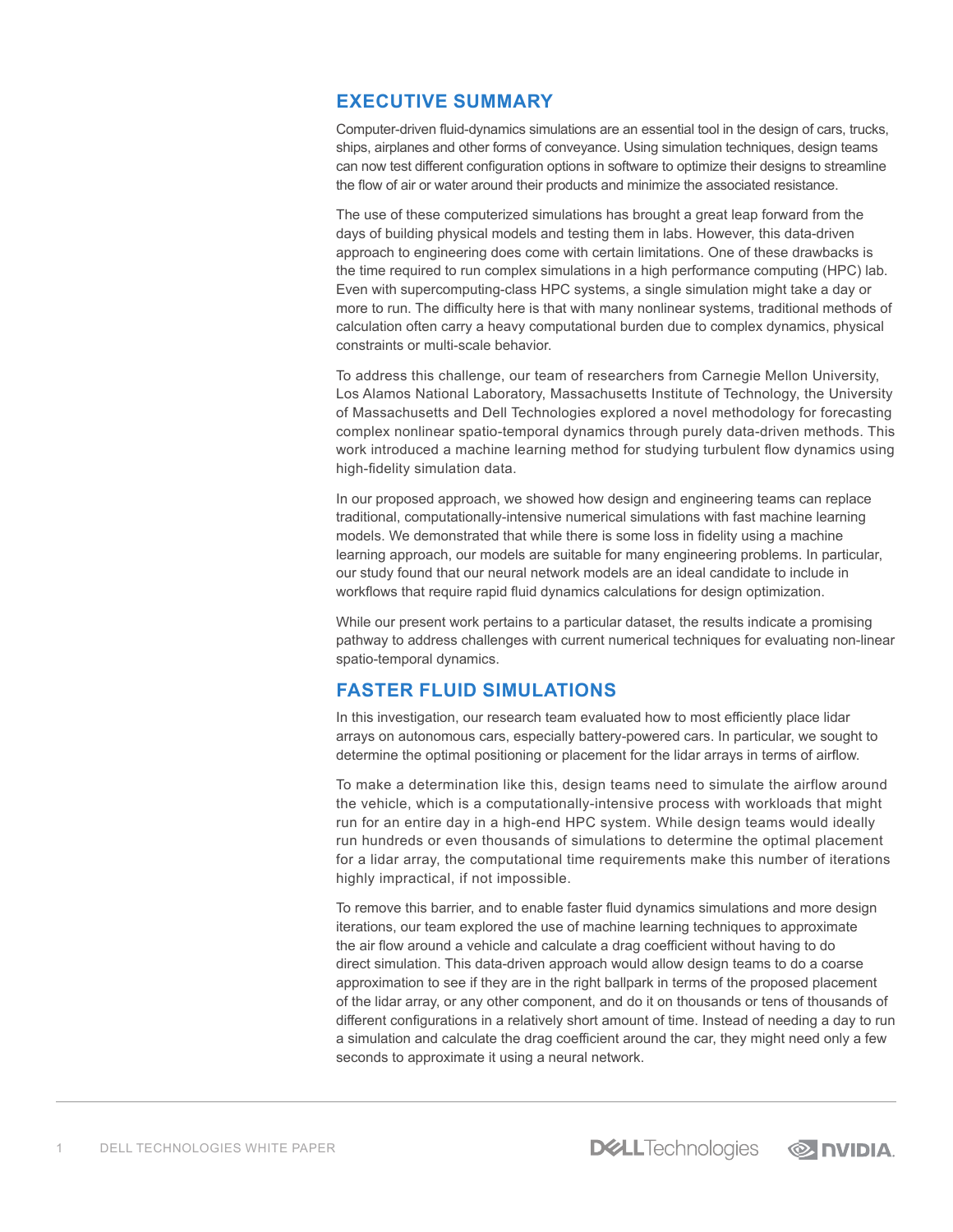## EXECUTIVE SUMMARY

Computer-driven fluid-dynamics simulations are an essential tool in the design of cars, trucks, ships, airplanes and other forms of conveyance. Using simulation techniques, design teams can now test different configuration options in software to optimize their designs to streamline the flow of air or water around their products and minimize the associated resistance.

The use of these computerized simulations has brought a great leap forward from the days of building physical models and testing them in labs. However, this data-driven approach to engineering does come with certain limitations. One of these drawbacks is the time required to run complex simulations in a high performance computing (HPC) lab. Even with supercomputing-class HPC systems, a single simulation might take a day or more to run. The difficulty here is that with many nonlinear systems, traditional methods of calculation often carry a heavy computational burden due to complex dynamics, physical constraints or multi-scale behavior.

To address this challenge, our team of researchers from Carnegie Mellon University, Los Alamos National Laboratory, Massachusetts Institute of Technology, the University of Massachusetts and Dell Technologies explored a novel methodology for forecasting complex nonlinear spatio-temporal dynamics through purely data-driven methods. This work introduced a machine learning method for studying turbulent flow dynamics using high-fidelity simulation data.

In our proposed approach, we showed how design and engineering teams can replace traditional, computationally-intensive numerical simulations with fast machine learning models. We demonstrated that while there is some loss in fidelity using a machine learning approach, our models are suitable for many engineering problems. In particular, our study found that our neural network models are an ideal candidate to include in workflows that require rapid fluid dynamics calculations for design optimization.

While our present work pertains to a particular dataset, the results indicate a promising pathway to address challenges with current numerical techniques for evaluating non-linear spatio-temporal dynamics.

## FASTER FLUID SIMULATIONS

In this investigation, our research team evaluated how to most efficiently place lidar arrays on autonomous cars, especially battery-powered cars. In particular, we sought to determine the optimal positioning or placement for the lidar arrays in terms of airflow.

To make a determination like this, design teams need to simulate the airflow around the vehicle, which is a computationally-intensive process with workloads that might run for an entire day in a high-end HPC system. While design teams would ideally run hundreds or even thousands of simulations to determine the optimal placement for a lidar array, the computational time requirements make this number of iterations highly impractical, if not impossible.

To remove this barrier, and to enable faster fluid dynamics simulations and more design iterations, our team explored the use of machine learning techniques to approximate the air flow around a vehicle and calculate a drag coefficient without having to do direct simulation. This data-driven approach would allow design teams to do a coarse approximation to see if they are in the right ballpark in terms of the proposed placement of the lidar array, or any other component, and do it on thousands or tens of thousands of different configurations in a relatively short amount of time. Instead of needing a day to run a simulation and calculate the drag coefficient around the car, they might need only a few seconds to approximate it using a neural network.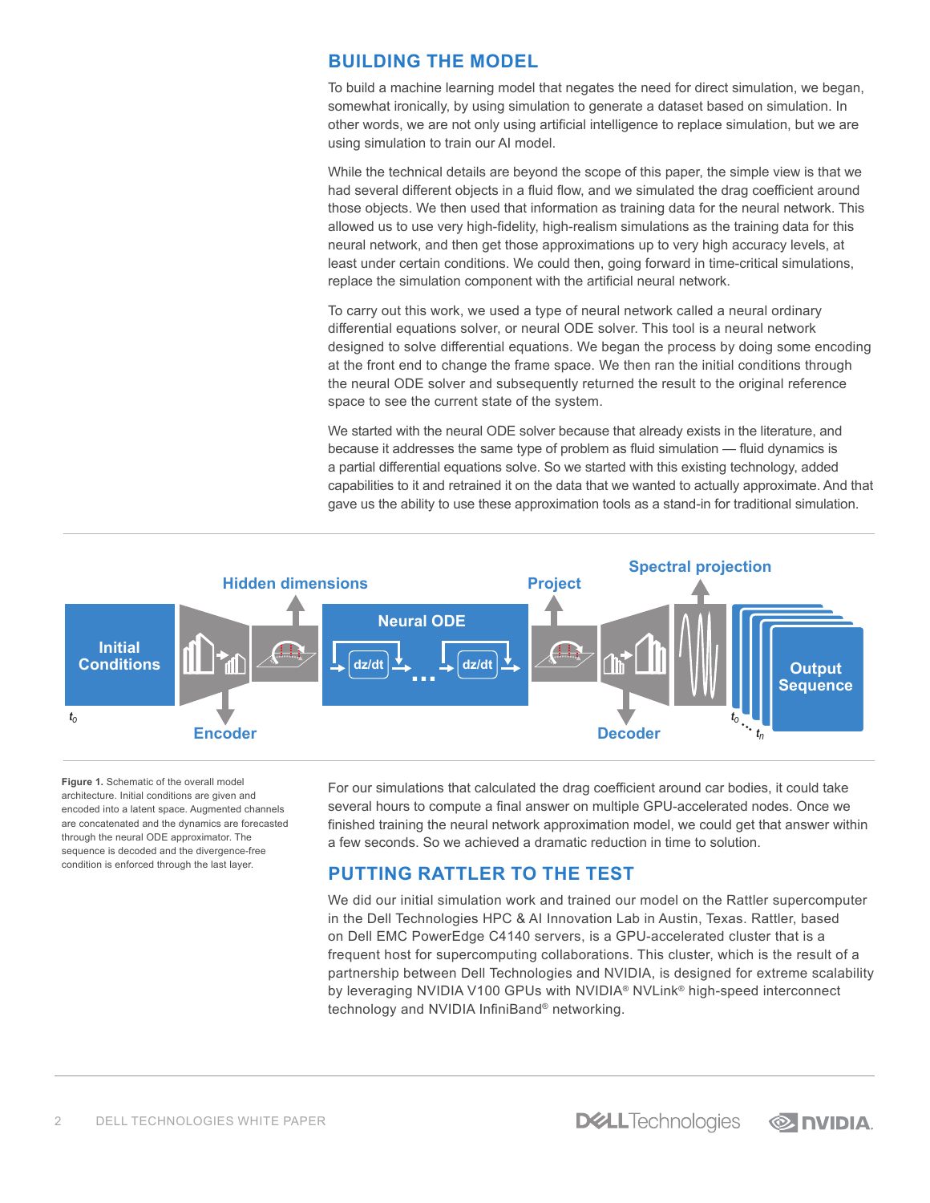## BUILDING THE MODEL

To build a machine learning model that negates the need for direct simulation, we began, somewhat ironically, by using simulation to generate a dataset based on simulation. In other words, we are not only using artificial intelligence to replace simulation, but we are using simulation to train our AI model.

While the technical details are beyond the scope of this paper, the simple view is that we had several different objects in a fluid flow, and we simulated the drag coefficient around those objects. We then used that information as training data for the neural network. This allowed us to use very high-fidelity, high-realism simulations as the training data for this neural network, and then get those approximations up to very high accuracy levels, at least under certain conditions. We could then, going forward in time-critical simulations, replace the simulation component with the artificial neural network.

To carry out this work, we used a type of neural network called a neural ordinary differential equations solver, or neural ODE solver. This tool is a neural network designed to solve differential equations. We began the process by doing some encoding at the front end to change the frame space. We then ran the initial conditions through the neural ODE solver and subsequently returned the result to the original reference space to see the current state of the system.

We started with the neural ODE solver because that already exists in the literature, and because it addresses the same type of problem as fluid simulation — fluid dynamics is a partial differential equations solve. So we started with this existing technology, added capabilities to it and retrained it on the data that we wanted to actually approximate. And that gave us the ability to use these approximation tools as a stand-in for traditional simulation.

**Figure 1.** Schematic of the overall model architecture. Initial conditions are given and encoded into a latent space. Augmented channels are concatenated and the dynamics are forecasted through the neural ODE approximator. The sequence is decoded and the divergence-free condition is enforced through the last layer.

For our simulations that calculated the drag coefficient around car bodies, it could take several hours to compute a final answer on multiple GPU-accelerated nodes. Once we finished training the neural network approximation model, we could get that answer within a few seconds. So we achieved a dramatic reduction in time to solution.

## PUTTING RATTLER TO THE TEST

We did our initial simulation work and trained our model on the Rattler supercomputer in the Dell Technologies HPC & AI Innovation Lab in Austin, Texas. Rattler, based on Dell EMC PowerEdge C4140 servers, is a GPU-accelerated cluster that is a frequent host for supercomputing collaborations. This cluster, which is the result of a partnership between Dell Technologies and NVIDIA, is designed for extreme scalability by leveraging NVIDIA V100 GPUs with NVIDIA® NVLink® high-speed interconnect technology and NVIDIA InfiniBand® networking.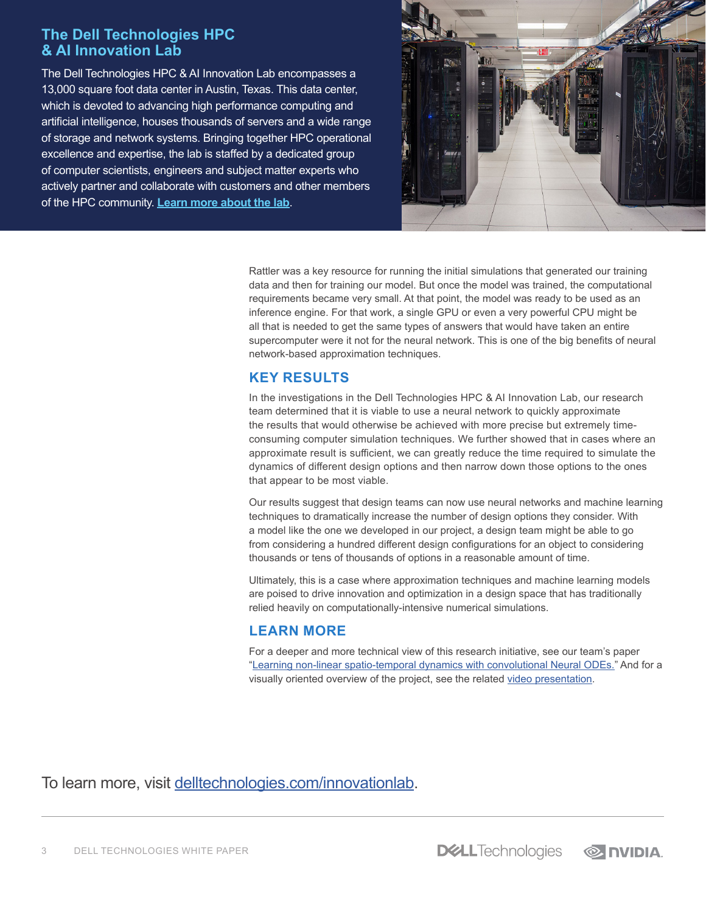## The Dell Technologies HPC & AI Innovation Lab

The Dell Technologies HPC & AI Innovation Lab encompasses a 13,000 square foot data center in Austin, Texas. This data center, which is devoted to advancing high performance computing and artificial intelligence, houses thousands of servers and a wide range of storage and network systems. Bringing together HPC operational excellence and expertise, the lab is staffed by a dedicated group of computer scientists, engineers and subject matter experts who actively partner and collaborate with customers and other members of the HPC community. [Learn more about the lab](#).

Rattler was a key resource for running the initial simulations that generated our training data and then for training our model. But once the model was trained, the computational requirements became very small. At that point, the model was ready to be used as an inference engine. For that work, a single GPU or even a very powerful CPU might be all that is needed to get the same types of answers that would have taken an entire supercomputer were it not for the neural network. This is one of the big benefits of neural network-based approximation techniques.

## KEY RESULTS

In the investigations in the Dell Technologies HPC & AI Innovation Lab, our research team determined that it is viable to use a neural network to quickly approximate the results that would otherwise be achieved with more precise but extremely time-consuming computer simulation techniques. We further showed that in cases where an approximate result is sufficient, we can greatly reduce the time required to simulate the dynamics of different design options and then narrow down those options to the ones that appear to be most viable.

Our results suggest that design teams can now use neural networks and machine learning techniques to dramatically increase the number of design options they consider. With a model like the one we developed in our project, a design team might be able to go from considering a hundred different design configurations for an object to considering thousands or tens of thousands of options in a reasonable amount of time.

Ultimately, this is a case where approximation techniques and machine learning models are poised to drive innovation and optimization in a design space that has traditionally relied heavily on computationally-intensive numerical simulations.

## LEARN MORE

For a deeper and more technical view of this research initiative, see our team's paper "[Learning non-linear spatio-temporal dynamics with convolutional Neural ODEs.](#)" And for a visually oriented overview of the project, see the related [video presentation](#).

To learn more, visit [delltechnologies.com/innovationlab](#).